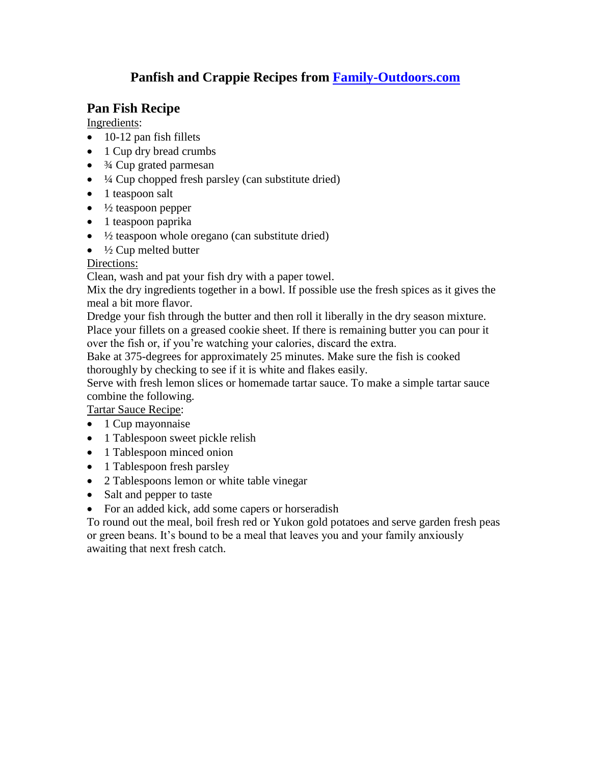# Panfish and Crappie Recipes from [Family-Outdoors.com](Family-Outdoors.com)

## Pan Fish Recipe

Ingredients:

- 10-12 pan fish fillets
- 1 Cup dry bread crumbs
- ¾ Cup grated parmesan
- ¼ Cup chopped fresh parsley (can substitute dried)
- 1 teaspoon salt
- ½ teaspoon pepper
- 1 teaspoon paprika
- ½ teaspoon whole oregano (can substitute dried)
- ½ Cup melted butter

Directions:

Clean, wash and pat your fish dry with a paper towel.

Mix the dry ingredients together in a bowl. If possible use the fresh spices as it gives the meal a bit more flavor.

Dredge your fish through the butter and then roll it liberally in the dry season mixture.

Place your fillets on a greased cookie sheet. If there is remaining butter you can pour it over the fish or, if you're watching your calories, discard the extra.

Bake at 375-degrees for approximately 25 minutes. Make sure the fish is cooked thoroughly by checking to see if it is white and flakes easily.

Serve with fresh lemon slices or homemade tartar sauce. To make a simple tartar sauce combine the following.

Tartar Sauce Recipe:

- 1 Cup mayonnaise
- 1 Tablespoon sweet pickle relish
- 1 Tablespoon minced onion
- 1 Tablespoon fresh parsley
- 2 Tablespoons lemon or white table vinegar
- Salt and pepper to taste
- For an added kick, add some capers or horseradish

To round out the meal, boil fresh red or Yukon gold potatoes and serve garden fresh peas or green beans. It's bound to be a meal that leaves you and your family anxiously awaiting that next fresh catch.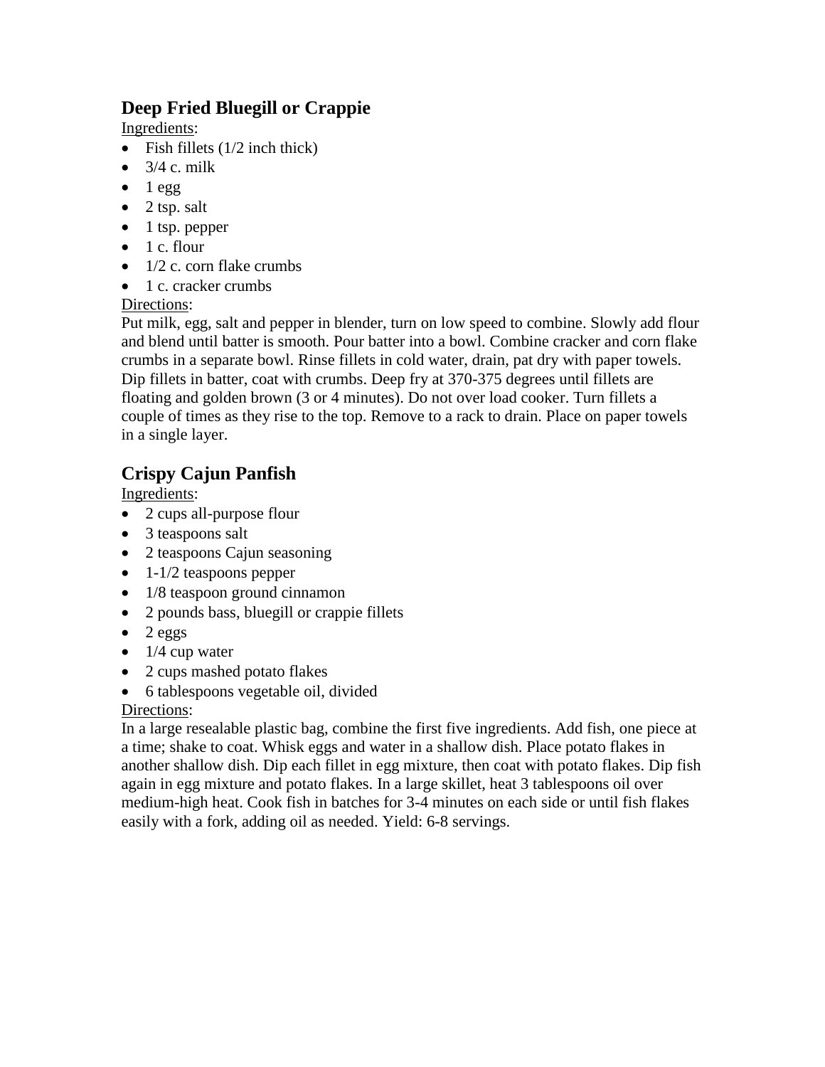## Deep Fried Bluegill or Crappie

Ingredients:

- Fish fillets (1/2 inch thick)
- 3/4 c. milk
- 1 egg
- 2 tsp. salt
- 1 tsp. pepper
- 1 c. flour
- 1/2 c. corn flake crumbs
- 1 c. cracker crumbs

Directions:

Put milk, egg, salt and pepper in blender, turn on low speed to combine. Slowly add flour and blend until batter is smooth. Pour batter into a bowl. Combine cracker and corn flake crumbs in a separate bowl. Rinse fillets in cold water, drain, pat dry with paper towels. Dip fillets in batter, coat with crumbs. Deep fry at 370-375 degrees until fillets are floating and golden brown (3 or 4 minutes). Do not over load cooker. Turn fillets a couple of times as they rise to the top. Remove to a rack to drain. Place on paper towels in a single layer.

## Crispy Cajun Panfish

Ingredients:

- 2 cups all-purpose flour
- 3 teaspoons salt
- 2 teaspoons Cajun seasoning
- 1-1/2 teaspoons pepper
- 1/8 teaspoon ground cinnamon
- 2 pounds bass, bluegill or crappie fillets
- 2 eggs
- 1/4 cup water
- 2 cups mashed potato flakes
- 6 tablespoons vegetable oil, divided

Directions:

In a large resealable plastic bag, combine the first five ingredients. Add fish, one piece at a time; shake to coat. Whisk eggs and water in a shallow dish. Place potato flakes in another shallow dish. Dip each fillet in egg mixture, then coat with potato flakes. Dip fish again in egg mixture and potato flakes. In a large skillet, heat 3 tablespoons oil over medium-high heat. Cook fish in batches for 3-4 minutes on each side or until fish flakes easily with a fork, adding oil as needed. Yield: 6-8 servings.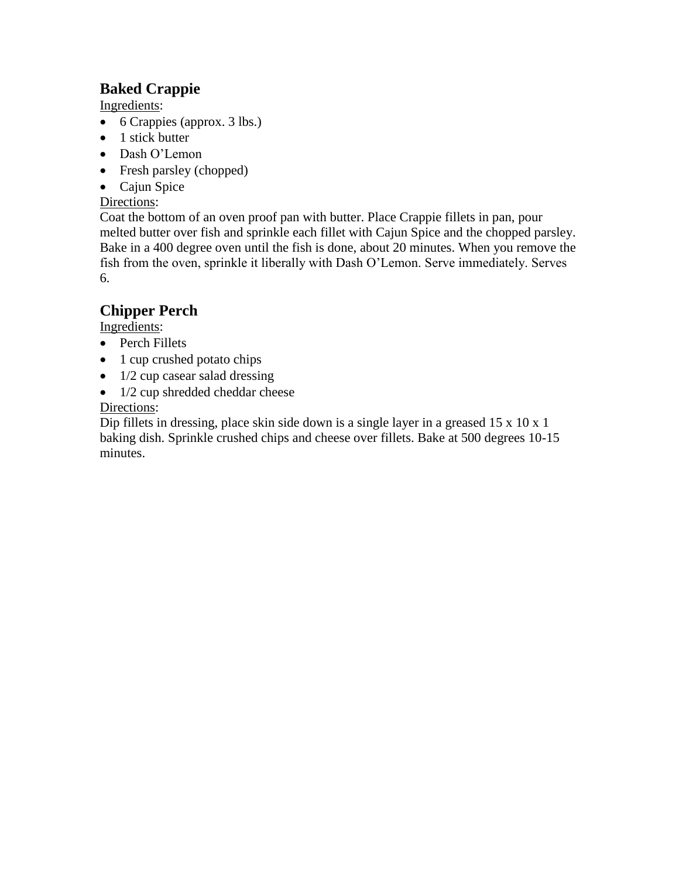## Baked Crappie

Ingredients:

- 6 Crappies (approx. 3 lbs.)
- 1 stick butter
- Dash O'Lemon
- Fresh parsley (chopped)
- Cajun Spice

Directions:

Coat the bottom of an oven proof pan with butter. Place Crappie fillets in pan, pour melted butter over fish and sprinkle each fillet with Cajun Spice and the chopped parsley. Bake in a 400 degree oven until the fish is done, about 20 minutes. When you remove the fish from the oven, sprinkle it liberally with Dash O'Lemon. Serve immediately. Serves 6.

## Chipper Perch

Ingredients:

- Perch Fillets
- 1 cup crushed potato chips
- 1/2 cup casear salad dressing
- 1/2 cup shredded cheddar cheese

Directions:

Dip fillets in dressing, place skin side down is a single layer in a greased 15 x 10 x 1 baking dish. Sprinkle crushed chips and cheese over fillets. Bake at 500 degrees 10-15 minutes.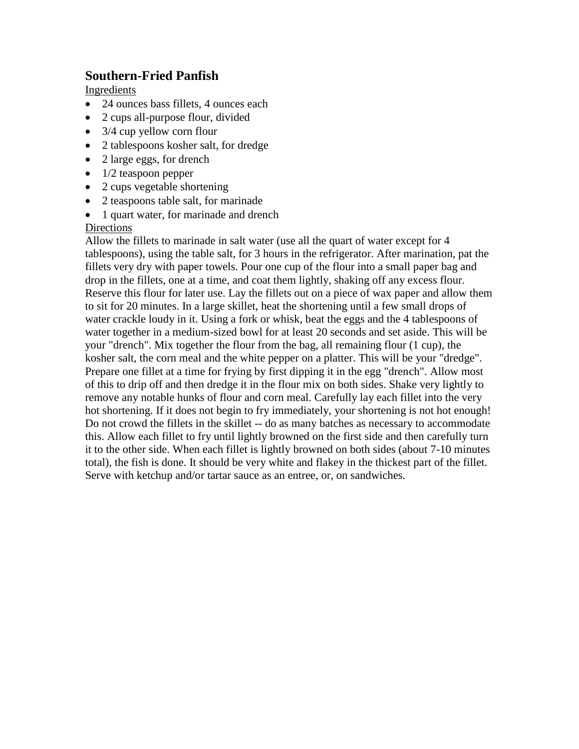## Southern-Fried Panfish

Ingredients

- 24 ounces bass fillets, 4 ounces each
- 2 cups all-purpose flour, divided
- 3/4 cup yellow corn flour
- 2 tablespoons kosher salt, for dredge
- 2 large eggs, for drench
- 1/2 teaspoon pepper
- 2 cups vegetable shortening
- 2 teaspoons table salt, for marinade
- 1 quart water, for marinade and drench

Directions

Allow the fillets to marinade in salt water (use all the quart of water except for 4 tablespoons), using the table salt, for 3 hours in the refrigerator. After marination, pat the fillets very dry with paper towels. Pour one cup of the flour into a small paper bag and drop in the fillets, one at a time, and coat them lightly, shaking off any excess flour. Reserve this flour for later use. Lay the fillets out on a piece of wax paper and allow them to sit for 20 minutes. In a large skillet, heat the shortening until a few small drops of water crackle loudy in it. Using a fork or whisk, beat the eggs and the 4 tablespoons of water together in a medium-sized bowl for at least 20 seconds and set aside. This will be your "drench". Mix together the flour from the bag, all remaining flour (1 cup), the kosher salt, the corn meal and the white pepper on a platter. This will be your "dredge". Prepare one fillet at a time for frying by first dipping it in the egg "drench". Allow most of this to drip off and then dredge it in the flour mix on both sides. Shake very lightly to remove any notable hunks of flour and corn meal. Carefully lay each fillet into the very hot shortening. If it does not begin to fry immediately, your shortening is not hot enough! Do not crowd the fillets in the skillet -- do as many batches as necessary to accommodate this. Allow each fillet to fry until lightly browned on the first side and then carefully turn it to the other side. When each fillet is lightly browned on both sides (about 7-10 minutes total), the fish is done. It should be very white and flakey in the thickest part of the fillet. Serve with ketchup and/or tartar sauce as an entree, or, on sandwiches.